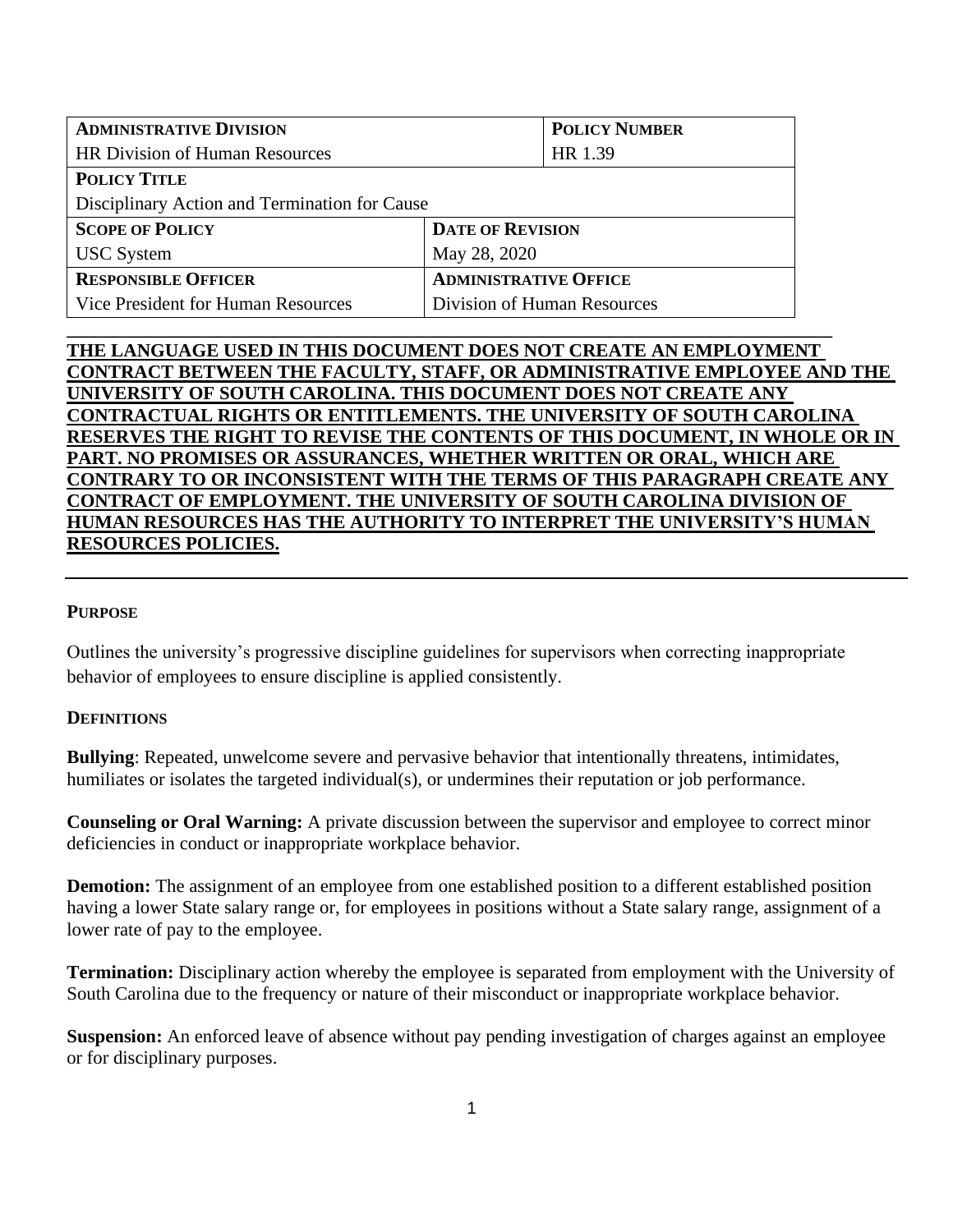| **Administrative Division** | | **Policy Number** |
| --- | --- | --- |
| HR Division of Human Resources | | HR 1.39 |
| **Policy Title** | | |
| Disciplinary Action and Termination for Cause | | |
| **Scope of Policy** | **Date of Revision** | |
| USC System | May 28, 2020 | |
| **Responsible Officer** | **Administrative Office** | |
| Vice President for Human Resources | Division of Human Resources | |

**THE LANGUAGE USED IN THIS DOCUMENT DOES NOT CREATE AN EMPLOYMENT CONTRACT BETWEEN THE FACULTY, STAFF, OR ADMINISTRATIVE EMPLOYEE AND THE UNIVERSITY OF SOUTH CAROLINA. THIS DOCUMENT DOES NOT CREATE ANY CONTRACTUAL RIGHTS OR ENTITLEMENTS. THE UNIVERSITY OF SOUTH CAROLINA RESERVES THE RIGHT TO REVISE THE CONTENTS OF THIS DOCUMENT, IN WHOLE OR IN PART. NO PROMISES OR ASSURANCES, WHETHER WRITTEN OR ORAL, WHICH ARE CONTRARY TO OR INCONSISTENT WITH THE TERMS OF THIS PARAGRAPH CREATE ANY CONTRACT OF EMPLOYMENT. THE UNIVERSITY OF SOUTH CAROLINA DIVISION OF HUMAN RESOURCES HAS THE AUTHORITY TO INTERPRET THE UNIVERSITY'S HUMAN RESOURCES POLICIES.**

## PURPOSE

Outlines the university's progressive discipline guidelines for supervisors when correcting inappropriate behavior of employees to ensure discipline is applied consistently.

## DEFINITIONS

**Bullying**: Repeated, unwelcome severe and pervasive behavior that intentionally threatens, intimidates, humiliates or isolates the targeted individual(s), or undermines their reputation or job performance.

**Counseling or Oral Warning:** A private discussion between the supervisor and employee to correct minor deficiencies in conduct or inappropriate workplace behavior.

**Demotion:** The assignment of an employee from one established position to a different established position having a lower State salary range or, for employees in positions without a State salary range, assignment of a lower rate of pay to the employee.

**Termination:** Disciplinary action whereby the employee is separated from employment with the University of South Carolina due to the frequency or nature of their misconduct or inappropriate workplace behavior.

**Suspension:** An enforced leave of absence without pay pending investigation of charges against an employee or for disciplinary purposes.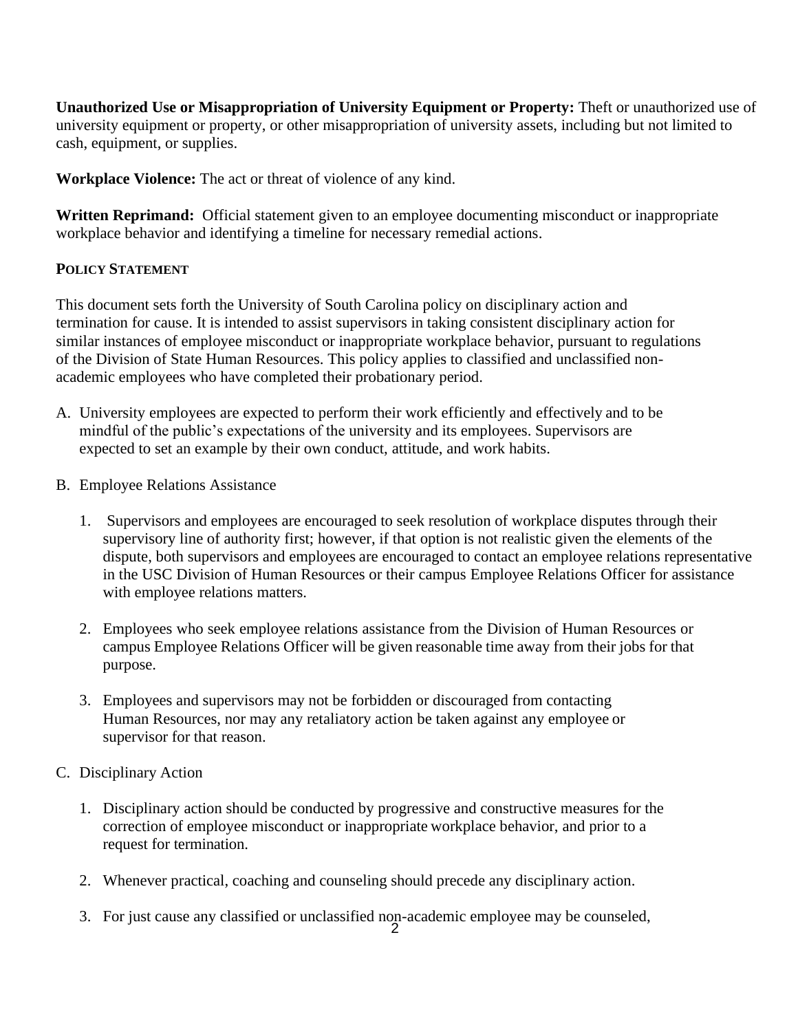**Unauthorized Use or Misappropriation of University Equipment or Property:** Theft or unauthorized use of university equipment or property, or other misappropriation of university assets, including but not limited to cash, equipment, or supplies.

**Workplace Violence:** The act or threat of violence of any kind.

**Written Reprimand:** Official statement given to an employee documenting misconduct or inappropriate workplace behavior and identifying a timeline for necessary remedial actions.

## POLICY STATEMENT

This document sets forth the University of South Carolina policy on disciplinary action and termination for cause. It is intended to assist supervisors in taking consistent disciplinary action for similar instances of employee misconduct or inappropriate workplace behavior, pursuant to regulations of the Division of State Human Resources. This policy applies to classified and unclassified non-academic employees who have completed their probationary period.

A. University employees are expected to perform their work efficiently and effectively and to be mindful of the public's expectations of the university and its employees. Supervisors are expected to set an example by their own conduct, attitude, and work habits.

B. Employee Relations Assistance

   1. Supervisors and employees are encouraged to seek resolution of workplace disputes through their supervisory line of authority first; however, if that option is not realistic given the elements of the dispute, both supervisors and employees are encouraged to contact an employee relations representative in the USC Division of Human Resources or their campus Employee Relations Officer for assistance with employee relations matters.

   2. Employees who seek employee relations assistance from the Division of Human Resources or campus Employee Relations Officer will be given reasonable time away from their jobs for that purpose.

   3. Employees and supervisors may not be forbidden or discouraged from contacting Human Resources, nor may any retaliatory action be taken against any employee or supervisor for that reason.

C. Disciplinary Action

   1. Disciplinary action should be conducted by progressive and constructive measures for the correction of employee misconduct or inappropriate workplace behavior, and prior to a request for termination.

   2. Whenever practical, coaching and counseling should precede any disciplinary action.

   3. For just cause any classified or unclassified non-academic employee may be counseled,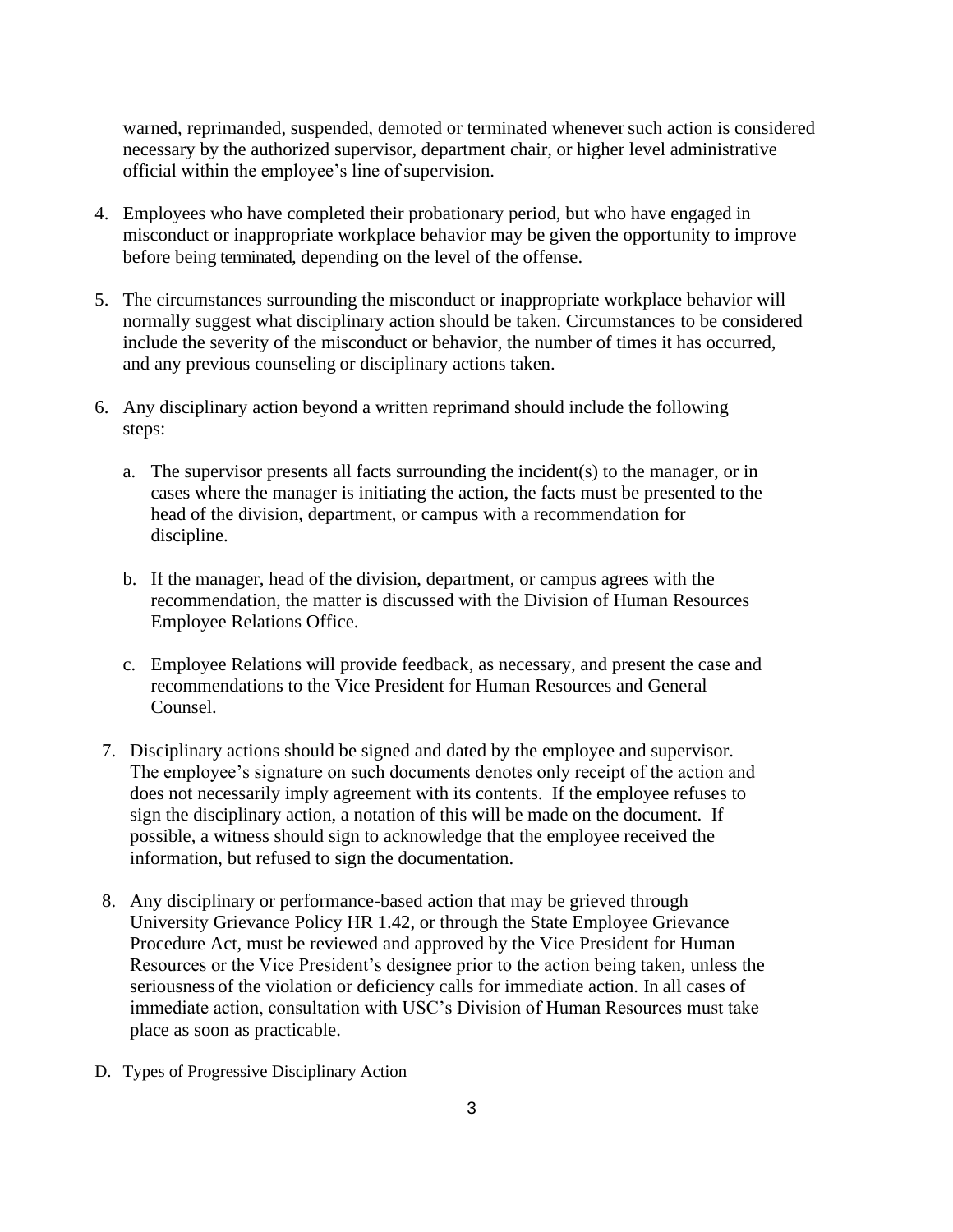warned, reprimanded, suspended, demoted or terminated whenever such action is considered necessary by the authorized supervisor, department chair, or higher level administrative official within the employee's line of supervision.

4. Employees who have completed their probationary period, but who have engaged in misconduct or inappropriate workplace behavior may be given the opportunity to improve before being terminated, depending on the level of the offense.

5. The circumstances surrounding the misconduct or inappropriate workplace behavior will normally suggest what disciplinary action should be taken. Circumstances to be considered include the severity of the misconduct or behavior, the number of times it has occurred, and any previous counseling or disciplinary actions taken.

6. Any disciplinary action beyond a written reprimand should include the following steps:

   a. The supervisor presents all facts surrounding the incident(s) to the manager, or in cases where the manager is initiating the action, the facts must be presented to the head of the division, department, or campus with a recommendation for discipline.

   b. If the manager, head of the division, department, or campus agrees with the recommendation, the matter is discussed with the Division of Human Resources Employee Relations Office.

   c. Employee Relations will provide feedback, as necessary, and present the case and recommendations to the Vice President for Human Resources and General Counsel.

7. Disciplinary actions should be signed and dated by the employee and supervisor. The employee's signature on such documents denotes only receipt of the action and does not necessarily imply agreement with its contents. If the employee refuses to sign the disciplinary action, a notation of this will be made on the document. If possible, a witness should sign to acknowledge that the employee received the information, but refused to sign the documentation.

8. Any disciplinary or performance-based action that may be grieved through University Grievance Policy HR 1.42, or through the State Employee Grievance Procedure Act, must be reviewed and approved by the Vice President for Human Resources or the Vice President's designee prior to the action being taken, unless the seriousness of the violation or deficiency calls for immediate action. In all cases of immediate action, consultation with USC's Division of Human Resources must take place as soon as practicable.

D. Types of Progressive Disciplinary Action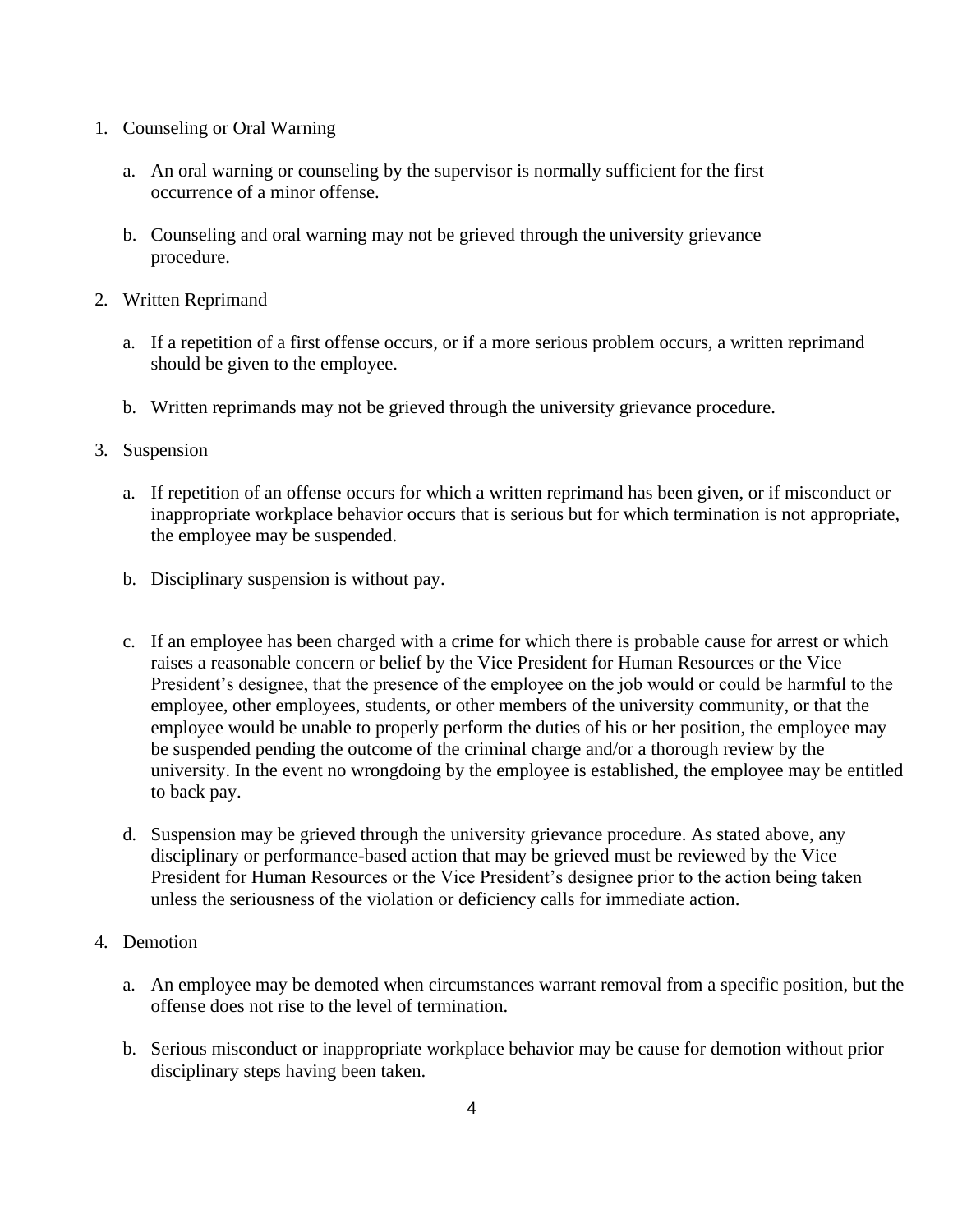1. Counseling or Oral Warning

    a. An oral warning or counseling by the supervisor is normally sufficient for the first occurrence of a minor offense.

    b. Counseling and oral warning may not be grieved through the university grievance procedure.

2. Written Reprimand

    a. If a repetition of a first offense occurs, or if a more serious problem occurs, a written reprimand should be given to the employee.

    b. Written reprimands may not be grieved through the university grievance procedure.

3. Suspension

    a. If repetition of an offense occurs for which a written reprimand has been given, or if misconduct or inappropriate workplace behavior occurs that is serious but for which termination is not appropriate, the employee may be suspended.

    b. Disciplinary suspension is without pay.

    c. If an employee has been charged with a crime for which there is probable cause for arrest or which raises a reasonable concern or belief by the Vice President for Human Resources or the Vice President's designee, that the presence of the employee on the job would or could be harmful to the employee, other employees, students, or other members of the university community, or that the employee would be unable to properly perform the duties of his or her position, the employee may be suspended pending the outcome of the criminal charge and/or a thorough review by the university. In the event no wrongdoing by the employee is established, the employee may be entitled to back pay.

    d. Suspension may be grieved through the university grievance procedure. As stated above, any disciplinary or performance-based action that may be grieved must be reviewed by the Vice President for Human Resources or the Vice President's designee prior to the action being taken unless the seriousness of the violation or deficiency calls for immediate action.

4. Demotion

    a. An employee may be demoted when circumstances warrant removal from a specific position, but the offense does not rise to the level of termination.

    b. Serious misconduct or inappropriate workplace behavior may be cause for demotion without prior disciplinary steps having been taken.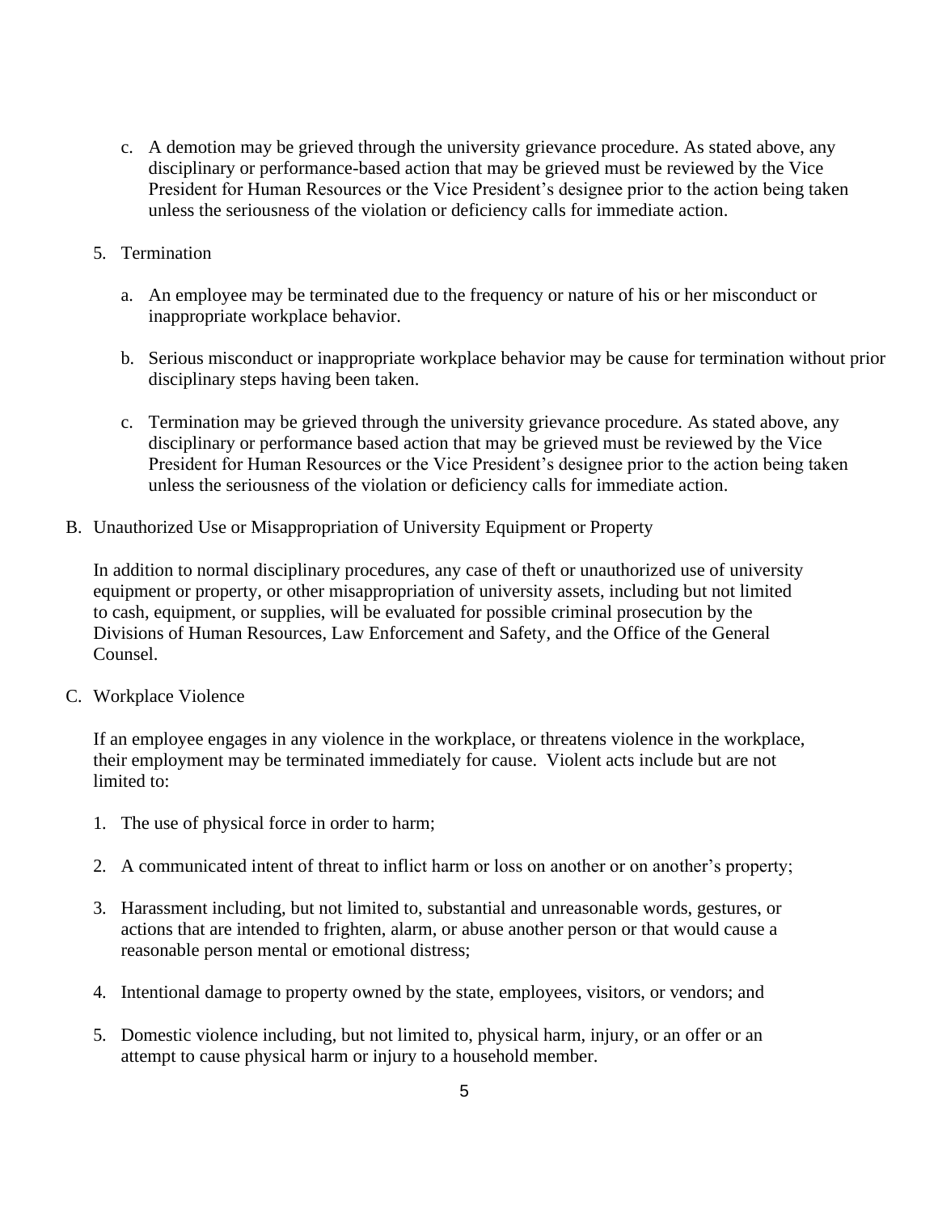c. A demotion may be grieved through the university grievance procedure. As stated above, any disciplinary or performance-based action that may be grieved must be reviewed by the Vice President for Human Resources or the Vice President's designee prior to the action being taken unless the seriousness of the violation or deficiency calls for immediate action.

5. Termination

   a. An employee may be terminated due to the frequency or nature of his or her misconduct or inappropriate workplace behavior.

   b. Serious misconduct or inappropriate workplace behavior may be cause for termination without prior disciplinary steps having been taken.

   c. Termination may be grieved through the university grievance procedure. As stated above, any disciplinary or performance based action that may be grieved must be reviewed by the Vice President for Human Resources or the Vice President's designee prior to the action being taken unless the seriousness of the violation or deficiency calls for immediate action.

B. Unauthorized Use or Misappropriation of University Equipment or Property

In addition to normal disciplinary procedures, any case of theft or unauthorized use of university equipment or property, or other misappropriation of university assets, including but not limited to cash, equipment, or supplies, will be evaluated for possible criminal prosecution by the Divisions of Human Resources, Law Enforcement and Safety, and the Office of the General Counsel.

C. Workplace Violence

If an employee engages in any violence in the workplace, or threatens violence in the workplace, their employment may be terminated immediately for cause. Violent acts include but are not limited to:

1. The use of physical force in order to harm;

2. A communicated intent of threat to inflict harm or loss on another or on another's property;

3. Harassment including, but not limited to, substantial and unreasonable words, gestures, or actions that are intended to frighten, alarm, or abuse another person or that would cause a reasonable person mental or emotional distress;

4. Intentional damage to property owned by the state, employees, visitors, or vendors; and

5. Domestic violence including, but not limited to, physical harm, injury, or an offer or an attempt to cause physical harm or injury to a household member.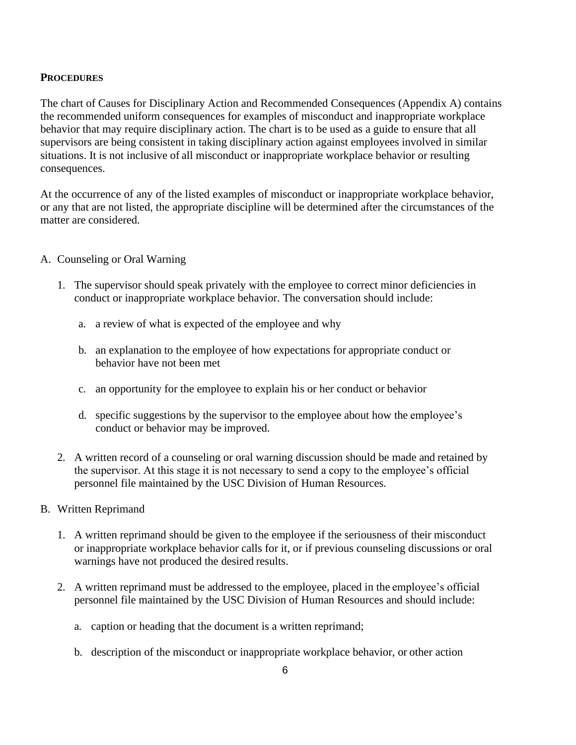## PROCEDURES

The chart of Causes for Disciplinary Action and Recommended Consequences (Appendix A) contains the recommended uniform consequences for examples of misconduct and inappropriate workplace behavior that may require disciplinary action. The chart is to be used as a guide to ensure that all supervisors are being consistent in taking disciplinary action against employees involved in similar situations. It is not inclusive of all misconduct or inappropriate workplace behavior or resulting consequences.

At the occurrence of any of the listed examples of misconduct or inappropriate workplace behavior, or any that are not listed, the appropriate discipline will be determined after the circumstances of the matter are considered.

A. Counseling or Oral Warning

   1. The supervisor should speak privately with the employee to correct minor deficiencies in conduct or inappropriate workplace behavior. The conversation should include:

      a. a review of what is expected of the employee and why

      b. an explanation to the employee of how expectations for appropriate conduct or behavior have not been met

      c. an opportunity for the employee to explain his or her conduct or behavior

      d. specific suggestions by the supervisor to the employee about how the employee's conduct or behavior may be improved.

   2. A written record of a counseling or oral warning discussion should be made and retained by the supervisor. At this stage it is not necessary to send a copy to the employee's official personnel file maintained by the USC Division of Human Resources.

B. Written Reprimand

   1. A written reprimand should be given to the employee if the seriousness of their misconduct or inappropriate workplace behavior calls for it, or if previous counseling discussions or oral warnings have not produced the desired results.

   2. A written reprimand must be addressed to the employee, placed in the employee's official personnel file maintained by the USC Division of Human Resources and should include:

      a. caption or heading that the document is a written reprimand;

      b. description of the misconduct or inappropriate workplace behavior, or other action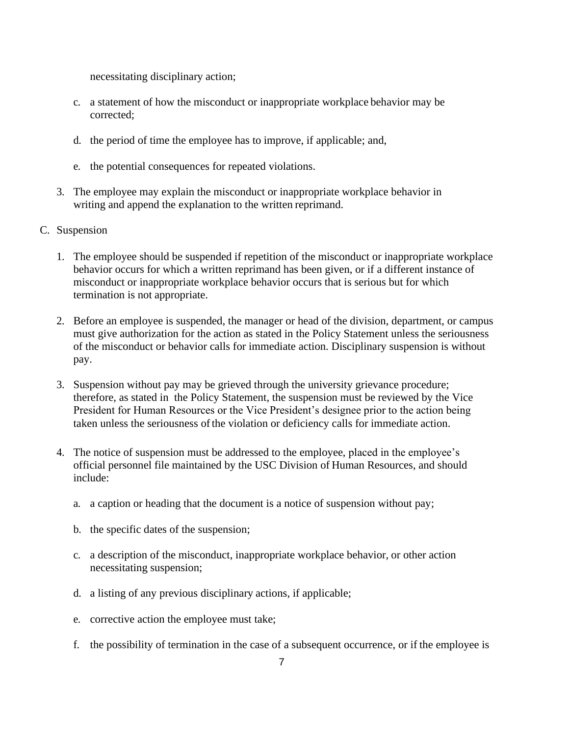necessitating disciplinary action;

c. a statement of how the misconduct or inappropriate workplace behavior may be corrected;

d. the period of time the employee has to improve, if applicable; and,

e. the potential consequences for repeated violations.

3. The employee may explain the misconduct or inappropriate workplace behavior in writing and append the explanation to the written reprimand.

C. Suspension

1. The employee should be suspended if repetition of the misconduct or inappropriate workplace behavior occurs for which a written reprimand has been given, or if a different instance of misconduct or inappropriate workplace behavior occurs that is serious but for which termination is not appropriate.

2. Before an employee is suspended, the manager or head of the division, department, or campus must give authorization for the action as stated in the Policy Statement unless the seriousness of the misconduct or behavior calls for immediate action. Disciplinary suspension is without pay.

3. Suspension without pay may be grieved through the university grievance procedure; therefore, as stated in the Policy Statement, the suspension must be reviewed by the Vice President for Human Resources or the Vice President's designee prior to the action being taken unless the seriousness of the violation or deficiency calls for immediate action.

4. The notice of suspension must be addressed to the employee, placed in the employee's official personnel file maintained by the USC Division of Human Resources, and should include:

   a. a caption or heading that the document is a notice of suspension without pay;

   b. the specific dates of the suspension;

   c. a description of the misconduct, inappropriate workplace behavior, or other action necessitating suspension;

   d. a listing of any previous disciplinary actions, if applicable;

   e. corrective action the employee must take;

   f. the possibility of termination in the case of a subsequent occurrence, or if the employee is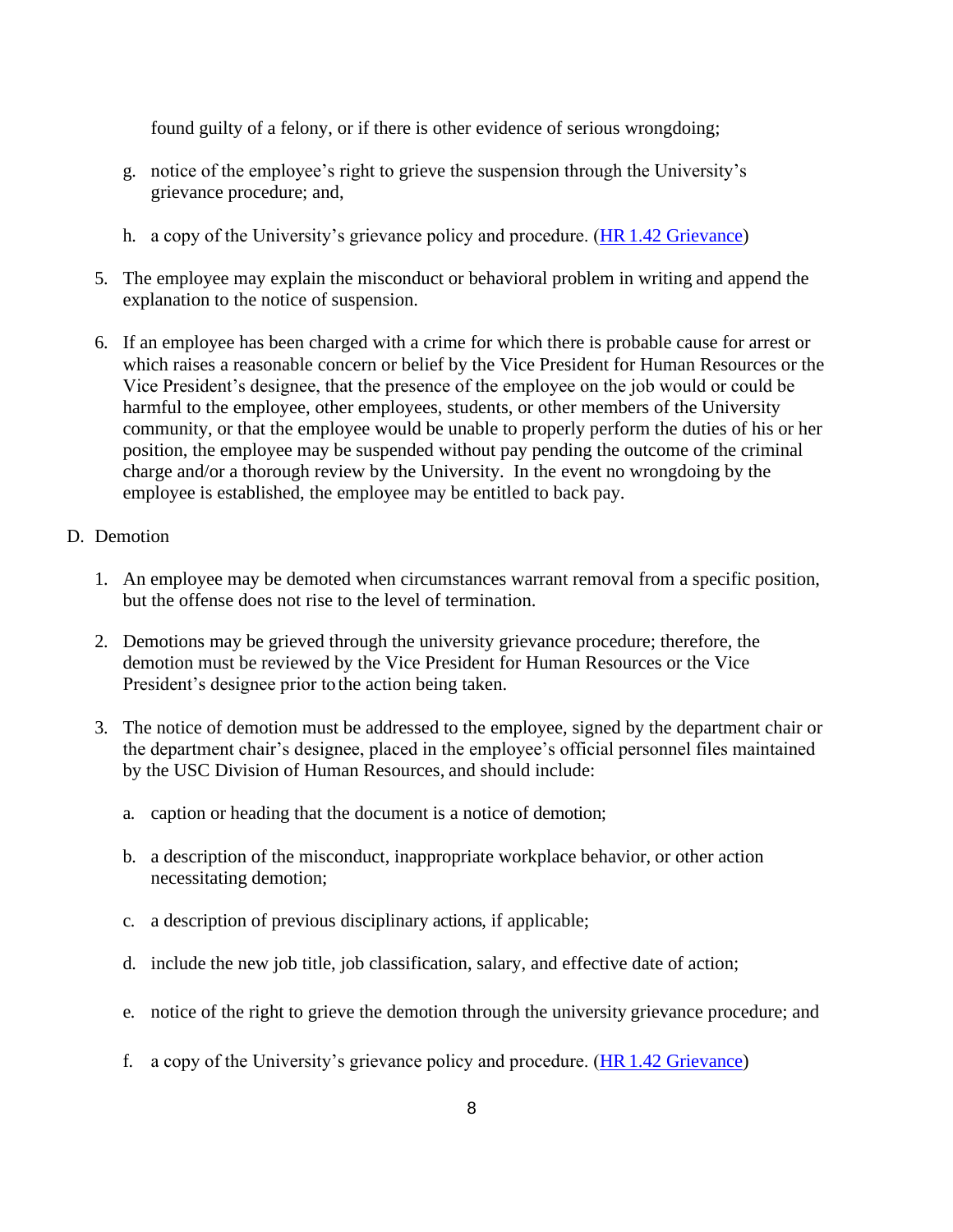found guilty of a felony, or if there is other evidence of serious wrongdoing;

g. notice of the employee's right to grieve the suspension through the University's grievance procedure; and,

h. a copy of the University's grievance policy and procedure. ([HR 1.42 Grievance](HR 1.42 Grievance))

5. The employee may explain the misconduct or behavioral problem in writing and append the explanation to the notice of suspension.

6. If an employee has been charged with a crime for which there is probable cause for arrest or which raises a reasonable concern or belief by the Vice President for Human Resources or the Vice President's designee, that the presence of the employee on the job would or could be harmful to the employee, other employees, students, or other members of the University community, or that the employee would be unable to properly perform the duties of his or her position, the employee may be suspended without pay pending the outcome of the criminal charge and/or a thorough review by the University. In the event no wrongdoing by the employee is established, the employee may be entitled to back pay.

D. Demotion

1. An employee may be demoted when circumstances warrant removal from a specific position, but the offense does not rise to the level of termination.

2. Demotions may be grieved through the university grievance procedure; therefore, the demotion must be reviewed by the Vice President for Human Resources or the Vice President's designee prior to the action being taken.

3. The notice of demotion must be addressed to the employee, signed by the department chair or the department chair's designee, placed in the employee's official personnel files maintained by the USC Division of Human Resources, and should include:

   a. caption or heading that the document is a notice of demotion;

   b. a description of the misconduct, inappropriate workplace behavior, or other action necessitating demotion;

   c. a description of previous disciplinary actions, if applicable;

   d. include the new job title, job classification, salary, and effective date of action;

   e. notice of the right to grieve the demotion through the university grievance procedure; and

   f. a copy of the University's grievance policy and procedure. ([HR 1.42 Grievance](HR 1.42 Grievance))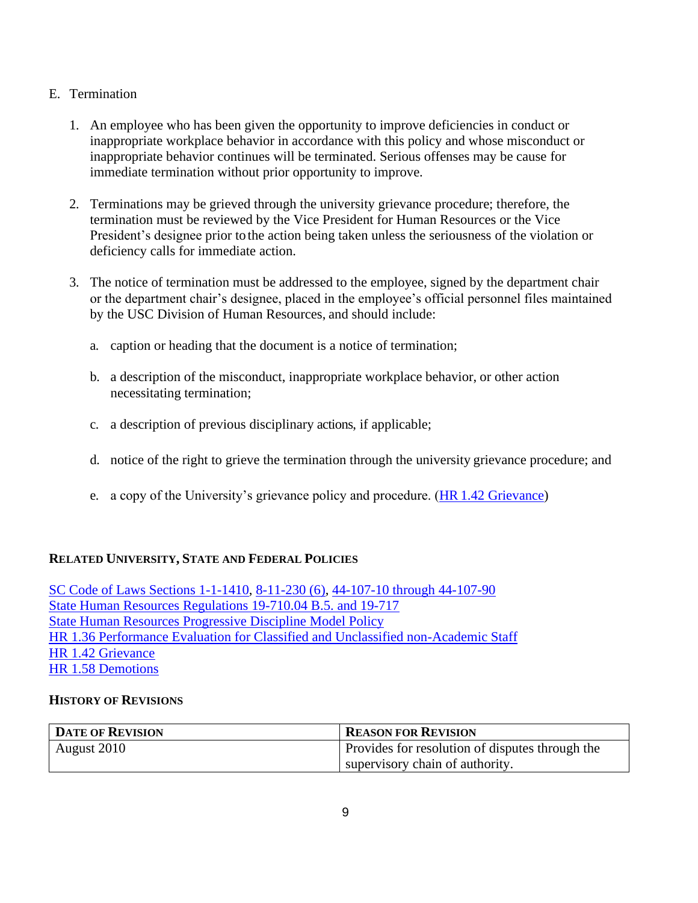E. Termination

1. An employee who has been given the opportunity to improve deficiencies in conduct or inappropriate workplace behavior in accordance with this policy and whose misconduct or inappropriate behavior continues will be terminated. Serious offenses may be cause for immediate termination without prior opportunity to improve.

2. Terminations may be grieved through the university grievance procedure; therefore, the termination must be reviewed by the Vice President for Human Resources or the Vice President's designee prior to the action being taken unless the seriousness of the violation or deficiency calls for immediate action.

3. The notice of termination must be addressed to the employee, signed by the department chair or the department chair's designee, placed in the employee's official personnel files maintained by the USC Division of Human Resources, and should include:

   a. caption or heading that the document is a notice of termination;

   b. a description of the misconduct, inappropriate workplace behavior, or other action necessitating termination;

   c. a description of previous disciplinary actions, if applicable;

   d. notice of the right to grieve the termination through the university grievance procedure; and

   e. a copy of the University's grievance policy and procedure. (HR 1.42 Grievance)

**RELATED UNIVERSITY, STATE AND FEDERAL POLICIES**

SC Code of Laws Sections 1-1-1410, 8-11-230 (6), 44-107-10 through 44-107-90
State Human Resources Regulations 19-710.04 B.5. and 19-717
State Human Resources Progressive Discipline Model Policy
HR 1.36 Performance Evaluation for Classified and Unclassified non-Academic Staff
HR 1.42 Grievance
HR 1.58 Demotions

**HISTORY OF REVISIONS**

| DATE OF REVISION | REASON FOR REVISION |
|---|---|
| August 2010 | Provides for resolution of disputes through the supervisory chain of authority. |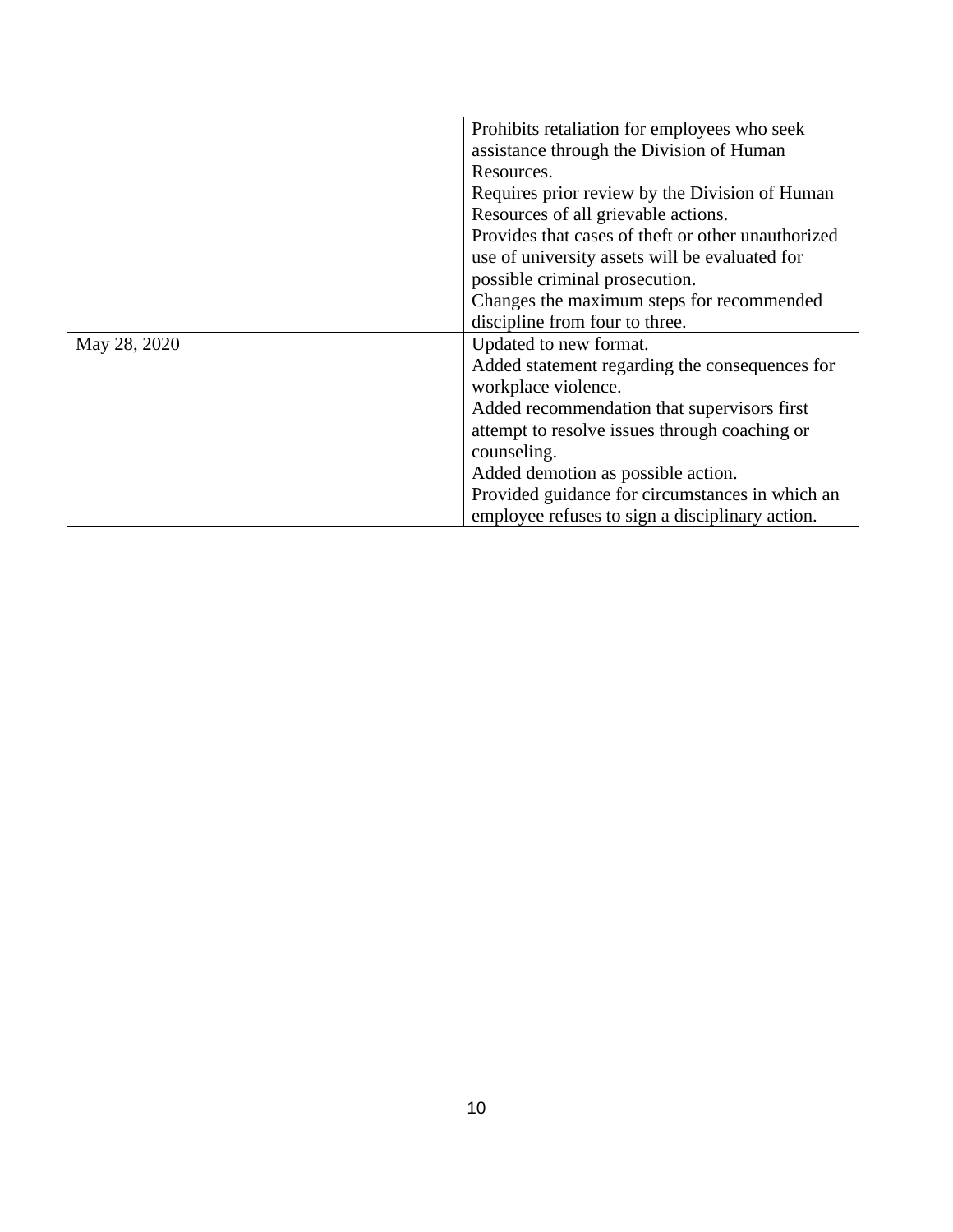| | |
|---|---|
| | Prohibits retaliation for employees who seek assistance through the Division of Human Resources.<br>Requires prior review by the Division of Human Resources of all grievable actions.<br>Provides that cases of theft or other unauthorized use of university assets will be evaluated for possible criminal prosecution.<br>Changes the maximum steps for recommended discipline from four to three. |
| May 28, 2020 | Updated to new format.<br>Added statement regarding the consequences for workplace violence.<br>Added recommendation that supervisors first attempt to resolve issues through coaching or counseling.<br>Added demotion as possible action.<br>Provided guidance for circumstances in which an employee refuses to sign a disciplinary action. |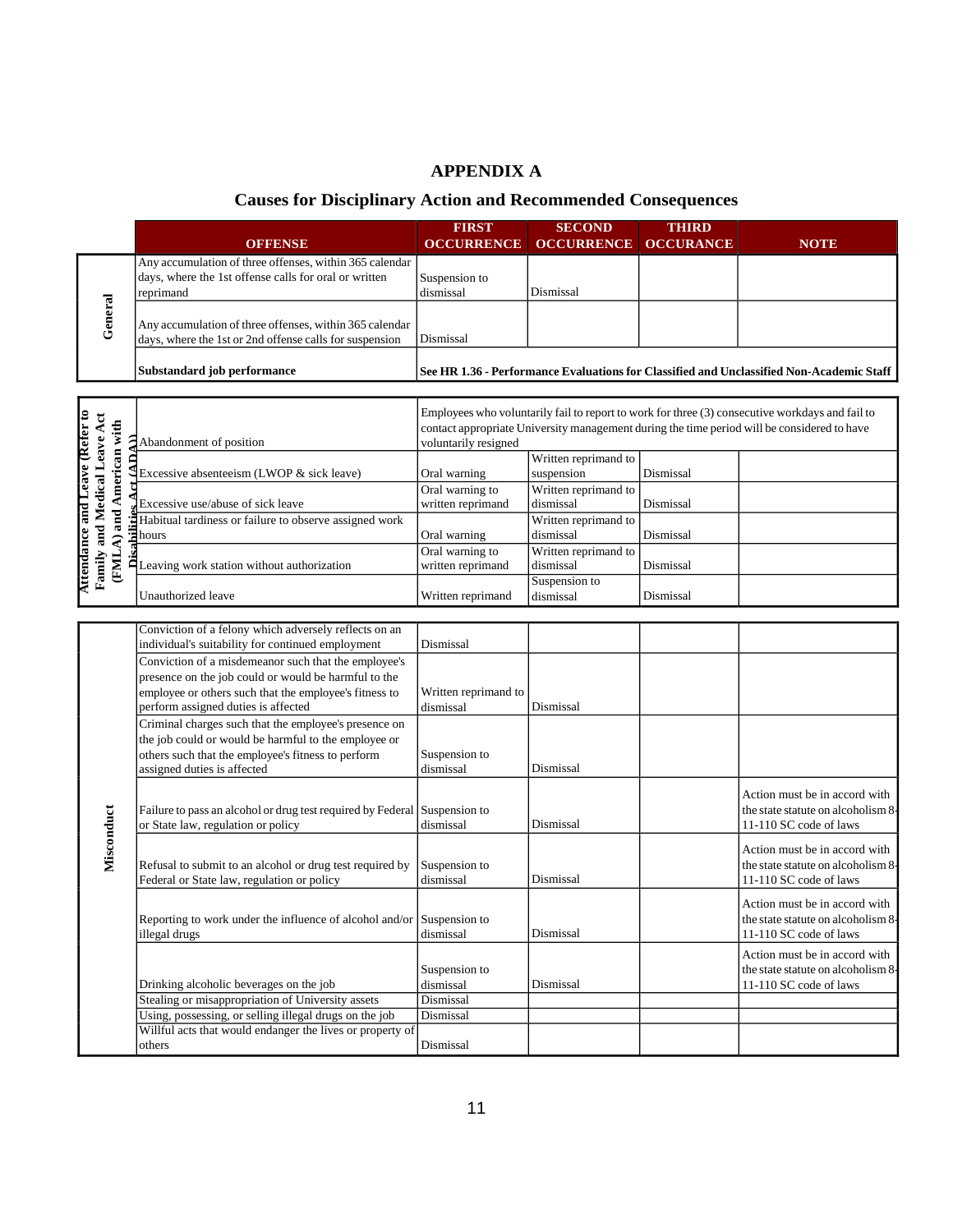# APPENDIX A

## Causes for Disciplinary Action and Recommended Consequences

| | OFFENSE | FIRST OCCURRENCE | SECOND OCCURRENCE | THIRD OCCURANCE | NOTE |
|---|---|---|---|---|---|
| General | Any accumulation of three offenses, within 365 calendar days, where the 1st offense calls for oral or written reprimand | Suspension to dismissal | Dismissal | | |
| General | Any accumulation of three offenses, within 365 calendar days, where the 1st or 2nd offense calls for suspension | Dismissal | | | |
| General | **Substandard job performance** | **See HR 1.36 - Performance Evaluations for Classified and Unclassified Non-Academic Staff** | | | |
| Attendance and Leave (Refer to Family and Medical Leave Act (FMLA) and American with Disabilities Act (ADA)) | Abandonment of position | Employees who voluntarily fail to report to work for three (3) consecutive workdays and fail to contact appropriate University management during the time period will be considered to have voluntarily resigned | | | |
| Attendance and Leave | Excessive absenteeism (LWOP & sick leave) | Oral warning | Written reprimand to suspension | Dismissal | |
| Attendance and Leave | Excessive use/abuse of sick leave | Oral warning to written reprimand | Written reprimand to dismissal | Dismissal | |
| Attendance and Leave | Habitual tardiness or failure to observe assigned work hours | Oral warning | Written reprimand to dismissal | Dismissal | |
| Attendance and Leave | Leaving work station without authorization | Oral warning to written reprimand | Written reprimand to dismissal | Dismissal | |
| Attendance and Leave | Unauthorized leave | Written reprimand | Suspension to dismissal | Dismissal | |
| Misconduct | Conviction of a felony which adversely reflects on an individual's suitability for continued employment | Dismissal | | | |
| Misconduct | Conviction of a misdemeanor such that the employee's presence on the job could or would be harmful to the employee or others such that the employee's fitness to perform assigned duties is affected | Written reprimand to dismissal | Dismissal | | |
| Misconduct | Criminal charges such that the employee's presence on the job could or would be harmful to the employee or others such that the employee's fitness to perform assigned duties is affected | Suspension to dismissal | Dismissal | | |
| Misconduct | Failure to pass an alcohol or drug test required by Federal or State law, regulation or policy | Suspension to dismissal | Dismissal | | Action must be in accord with the state statute on alcoholism 8-11-110 SC code of laws |
| Misconduct | Refusal to submit to an alcohol or drug test required by Federal or State law, regulation or policy | Suspension to dismissal | Dismissal | | Action must be in accord with the state statute on alcoholism 8-11-110 SC code of laws |
| Misconduct | Reporting to work under the influence of alcohol and/or illegal drugs | Suspension to dismissal | Dismissal | | Action must be in accord with the state statute on alcoholism 8-11-110 SC code of laws |
| Misconduct | Drinking alcoholic beverages on the job | Suspension to dismissal | Dismissal | | Action must be in accord with the state statute on alcoholism 8-11-110 SC code of laws |
| Misconduct | Stealing or misappropriation of University assets | Dismissal | | | |
| Misconduct | Using, possessing, or selling illegal drugs on the job | Dismissal | | | |
| Misconduct | Willful acts that would endanger the lives or property of others | Dismissal | | | |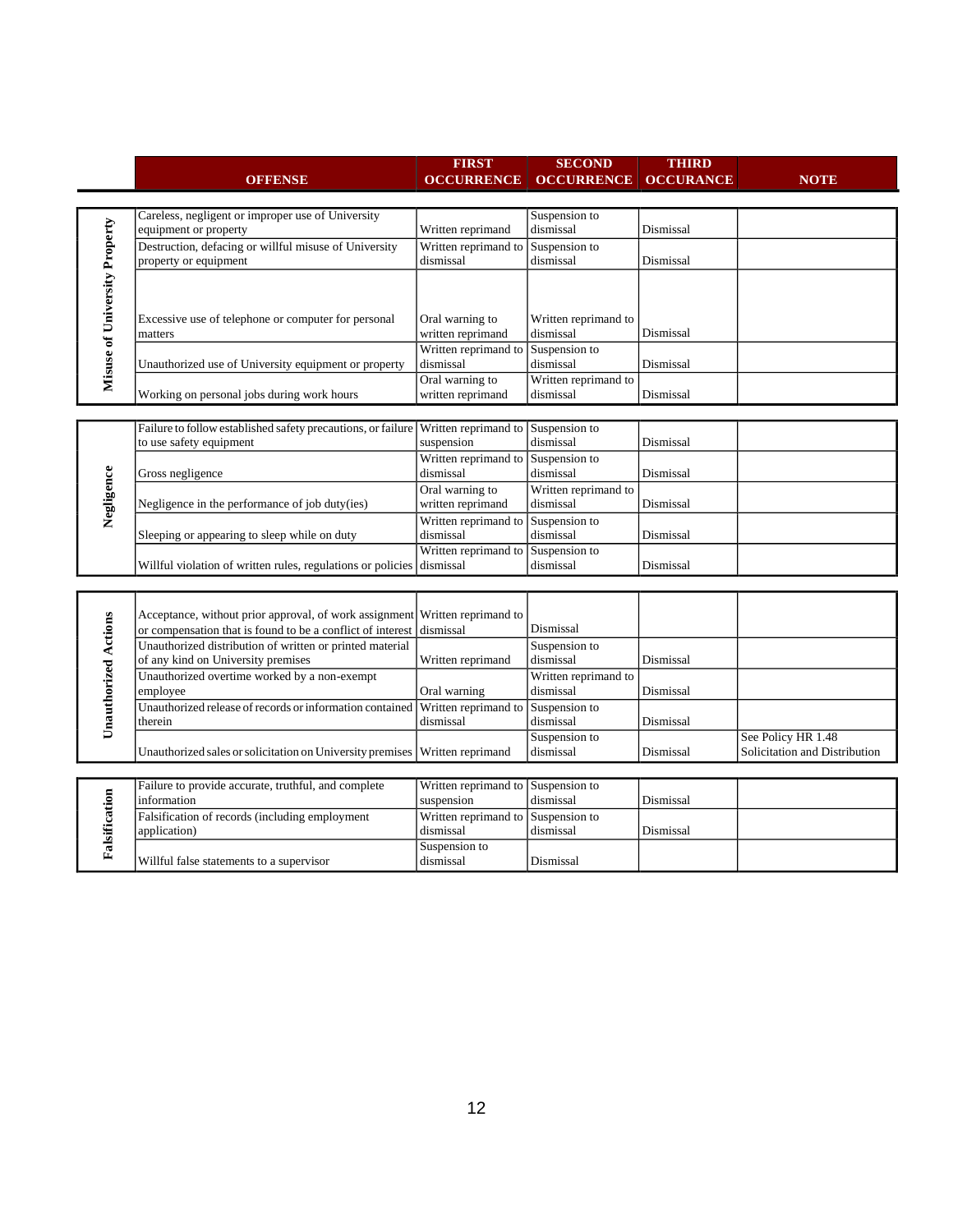| | OFFENSE | FIRST OCCURRENCE | SECOND OCCURRENCE | THIRD OCCURANCE | NOTE |
|---|---|---|---|---|---|
| Misuse of University Property | Careless, negligent or improper use of University equipment or property | Written reprimand | Suspension to dismissal | Dismissal | |
| | Destruction, defacing or willful misuse of University property or equipment | Written reprimand to dismissal | Suspension to dismissal | Dismissal | |
| | Excessive use of telephone or computer for personal matters | Oral warning to written reprimand | Written reprimand to dismissal | Dismissal | |
| | Unauthorized use of University equipment or property | Written reprimand to dismissal | Suspension to dismissal | Dismissal | |
| | Working on personal jobs during work hours | Oral warning to written reprimand | Written reprimand to dismissal | Dismissal | |
| Negligence | Failure to follow established safety precautions, or failure to use safety equipment | Written reprimand to suspension | Suspension to dismissal | Dismissal | |
| | Gross negligence | Written reprimand to dismissal | Suspension to dismissal | Dismissal | |
| | Negligence in the performance of job duty(ies) | Oral warning to written reprimand | Written reprimand to dismissal | Dismissal | |
| | Sleeping or appearing to sleep while on duty | Written reprimand to dismissal | Suspension to dismissal | Dismissal | |
| | Willful violation of written rules, regulations or policies | Written reprimand to dismissal | Suspension to dismissal | Dismissal | |
| Unauthorized Actions | Acceptance, without prior approval, of work assignment or compensation that is found to be a conflict of interest | Written reprimand to dismissal | Dismissal | | |
| | Unauthorized distribution of written or printed material of any kind on University premises | Written reprimand | Suspension to dismissal | Dismissal | |
| | Unauthorized overtime worked by a non-exempt employee | Oral warning | Written reprimand to dismissal | Dismissal | |
| | Unauthorized release of records or information contained therein | Written reprimand to dismissal | Suspension to dismissal | Dismissal | |
| | Unauthorized sales or solicitation on University premises | Written reprimand | Suspension to dismissal | Dismissal | See Policy HR 1.48 Solicitation and Distribution |
| Falsification | Failure to provide accurate, truthful, and complete information | Written reprimand to suspension | Suspension to dismissal | Dismissal | |
| | Falsification of records (including employment application) | Written reprimand to dismissal | Suspension to dismissal | Dismissal | |
| | Willful false statements to a supervisor | Suspension to dismissal | Dismissal | | |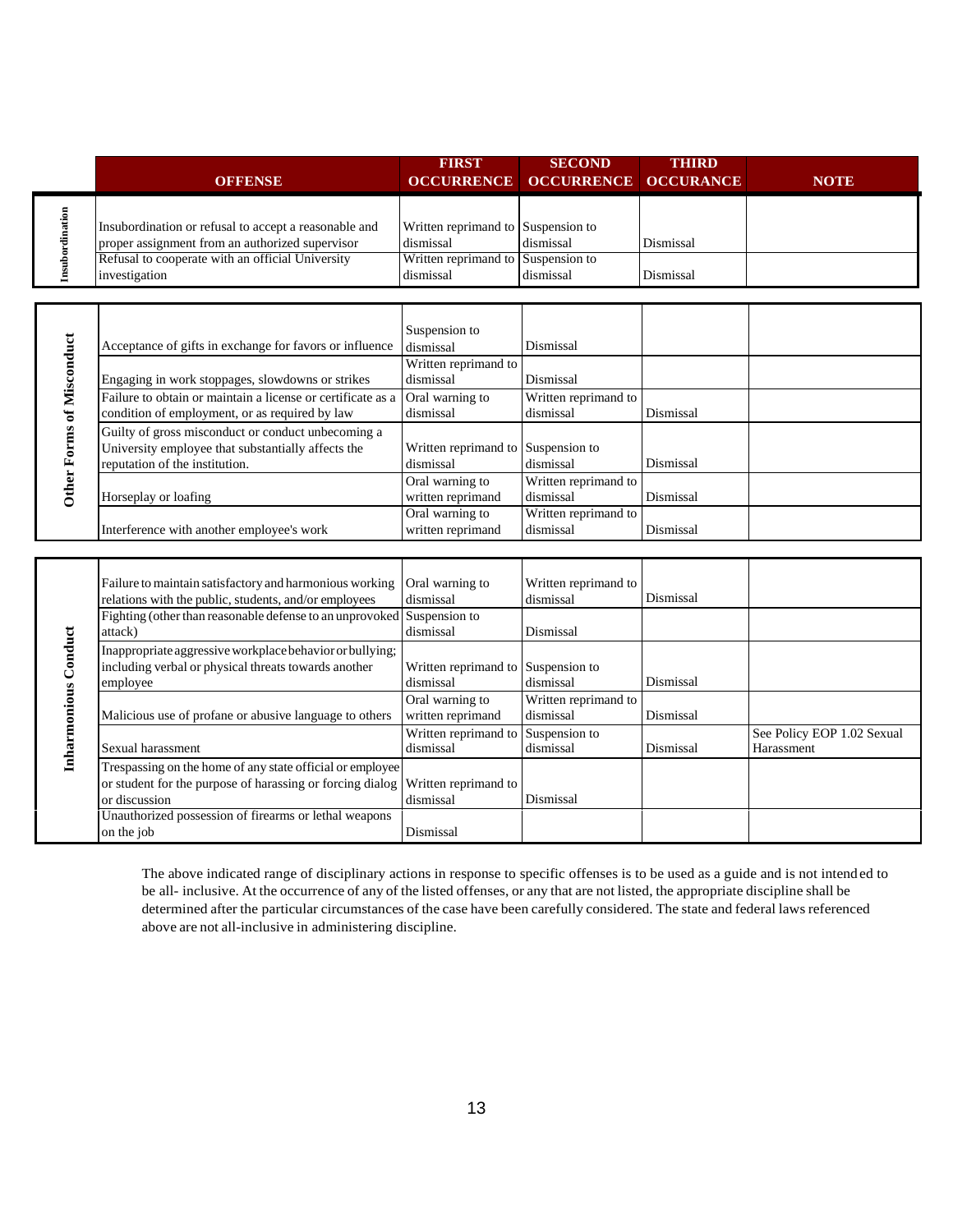| | OFFENSE | FIRST OCCURRENCE | SECOND OCCURRENCE | THIRD OCCURANCE | NOTE |
|---|---|---|---|---|---|
| Insubordination | Insubordination or refusal to accept a reasonable and proper assignment from an authorized supervisor | Written reprimand to dismissal | Suspension to dismissal | Dismissal | |
| | Refusal to cooperate with an official University investigation | Written reprimand to dismissal | Suspension to dismissal | Dismissal | |
| Other Forms of Misconduct | Acceptance of gifts in exchange for favors or influence | Suspension to dismissal | Dismissal | | |
| | Engaging in work stoppages, slowdowns or strikes | Written reprimand to dismissal | Dismissal | | |
| | Failure to obtain or maintain a license or certificate as a condition of employment, or as required by law | Oral warning to dismissal | Written reprimand to dismissal | Dismissal | |
| | Guilty of gross misconduct or conduct unbecoming a University employee that substantially affects the reputation of the institution. | Written reprimand to dismissal | Suspension to dismissal | Dismissal | |
| | Horseplay or loafing | Oral warning to written reprimand | Written reprimand to dismissal | Dismissal | |
| | Interference with another employee's work | Oral warning to written reprimand | Written reprimand to dismissal | Dismissal | |
| Inharmonious Conduct | Failure to maintain satisfactory and harmonious working relations with the public, students, and/or employees | Oral warning to dismissal | Written reprimand to dismissal | Dismissal | |
| | Fighting (other than reasonable defense to an unprovoked attack) | Suspension to dismissal | Dismissal | | |
| | Inappropriate aggressive workplace behavior or bullying; including verbal or physical threats towards another employee | Written reprimand to dismissal | Suspension to dismissal | Dismissal | |
| | Malicious use of profane or abusive language to others | Oral warning to written reprimand | Written reprimand to dismissal | Dismissal | |
| | Sexual harassment | Written reprimand to dismissal | Suspension to dismissal | Dismissal | See Policy EOP 1.02 Sexual Harassment |
| | Trespassing on the home of any state official or employee or student for the purpose of harassing or forcing dialog or discussion | Written reprimand to dismissal | Dismissal | | |
| | Unauthorized possession of firearms or lethal weapons on the job | Dismissal | | | |

The above indicated range of disciplinary actions in response to specific offenses is to be used as a guide and is not intended to be all- inclusive. At the occurrence of any of the listed offenses, or any that are not listed, the appropriate discipline shall be determined after the particular circumstances of the case have been carefully considered. The state and federal laws referenced above are not all-inclusive in administering discipline.